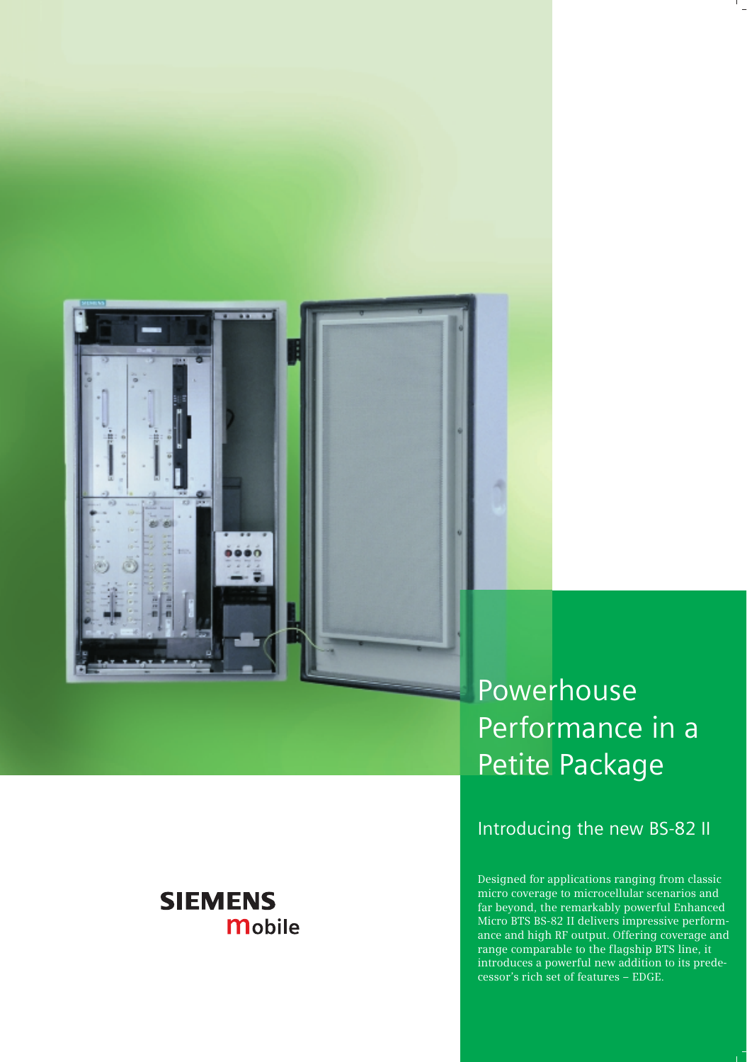# Powerhouse Performance in a Petite Package

## Introducing the new BS-82 II

Designed for applications ranging from classic micro coverage to microcellular scenarios and far beyond, the remarkably powerful Enhanced Micro BTS BS-82 II delivers impressive performance and high RF output. Offering coverage and range comparable to the flagship BTS line, it introduces a powerful new addition to its predecessor's rich set of features – EDGE.

**SIEMENS**
**mobile**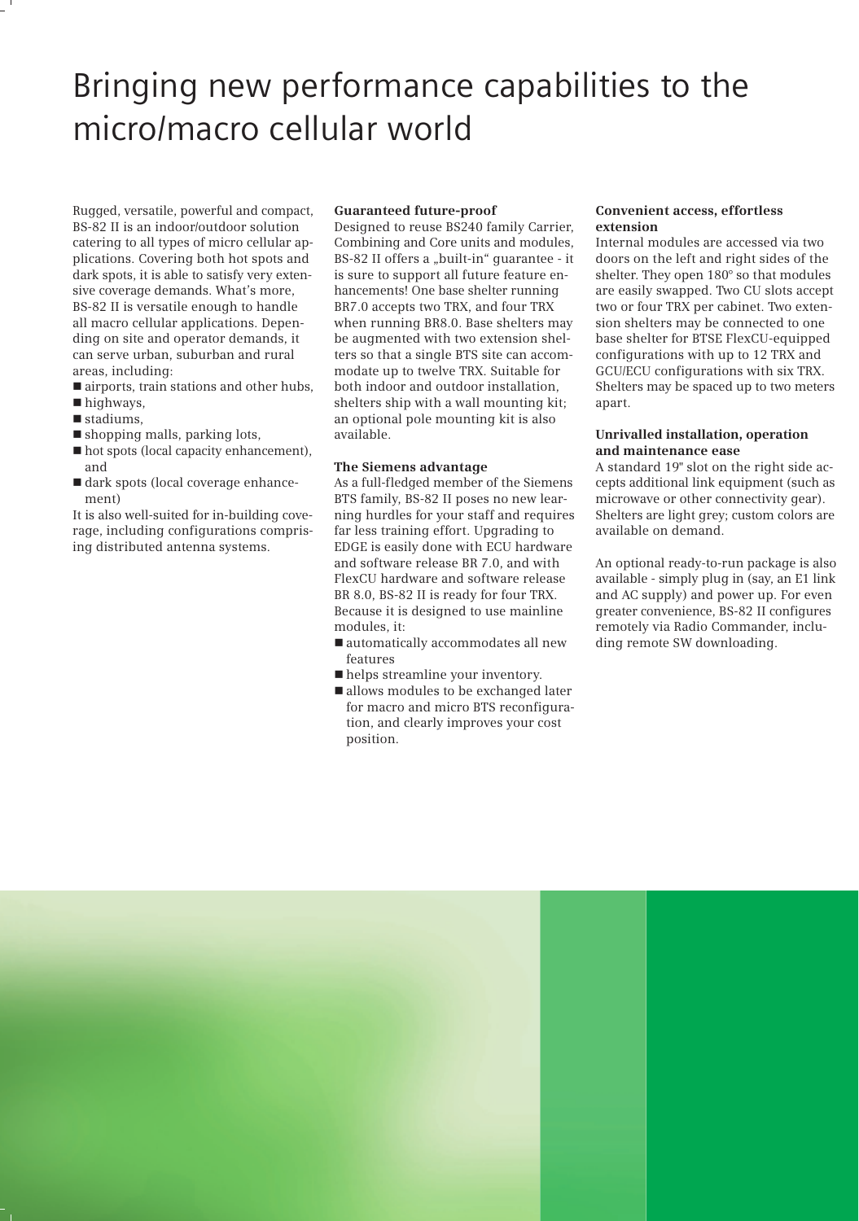# Bringing new performance capabilities to the micro/macro cellular world

Rugged, versatile, powerful and compact, BS-82 II is an indoor/outdoor solution catering to all types of micro cellular applications. Covering both hot spots and dark spots, it is able to satisfy very extensive coverage demands. What's more, BS-82 II is versatile enough to handle all macro cellular applications. Depending on site and operator demands, it can serve urban, suburban and rural areas, including:

- airports, train stations and other hubs,
- highways,
- stadiums,
- shopping malls, parking lots,
- hot spots (local capacity enhancement), and
- dark spots (local coverage enhancement)

It is also well-suited for in-building coverage, including configurations comprising distributed antenna systems.

**Guaranteed future-proof**

Designed to reuse BS240 family Carrier, Combining and Core units and modules, BS-82 II offers a „built-in" guarantee - it is sure to support all future feature enhancements! One base shelter running BR7.0 accepts two TRX, and four TRX when running BR8.0. Base shelters may be augmented with two extension shelters so that a single BTS site can accommodate up to twelve TRX. Suitable for both indoor and outdoor installation, shelters ship with a wall mounting kit; an optional pole mounting kit is also available.

**The Siemens advantage**

As a full-fledged member of the Siemens BTS family, BS-82 II poses no new learning hurdles for your staff and requires far less training effort. Upgrading to EDGE is easily done with ECU hardware and software release BR 7.0, and with FlexCU hardware and software release BR 8.0, BS-82 II is ready for four TRX. Because it is designed to use mainline modules, it:

- automatically accommodates all new features
- helps streamline your inventory.
- allows modules to be exchanged later for macro and micro BTS reconfiguration, and clearly improves your cost position.

**Convenient access, effortless extension**

Internal modules are accessed via two doors on the left and right sides of the shelter. They open 180° so that modules are easily swapped. Two CU slots accept two or four TRX per cabinet. Two extension shelters may be connected to one base shelter for BTSE FlexCU-equipped configurations with up to 12 TRX and GCU/ECU configurations with six TRX. Shelters may be spaced up to two meters apart.

**Unrivalled installation, operation and maintenance ease**

A standard 19" slot on the right side accepts additional link equipment (such as microwave or other connectivity gear). Shelters are light grey; custom colors are available on demand.

An optional ready-to-run package is also available - simply plug in (say, an E1 link and AC supply) and power up. For even greater convenience, BS-82 II configures remotely via Radio Commander, including remote SW downloading.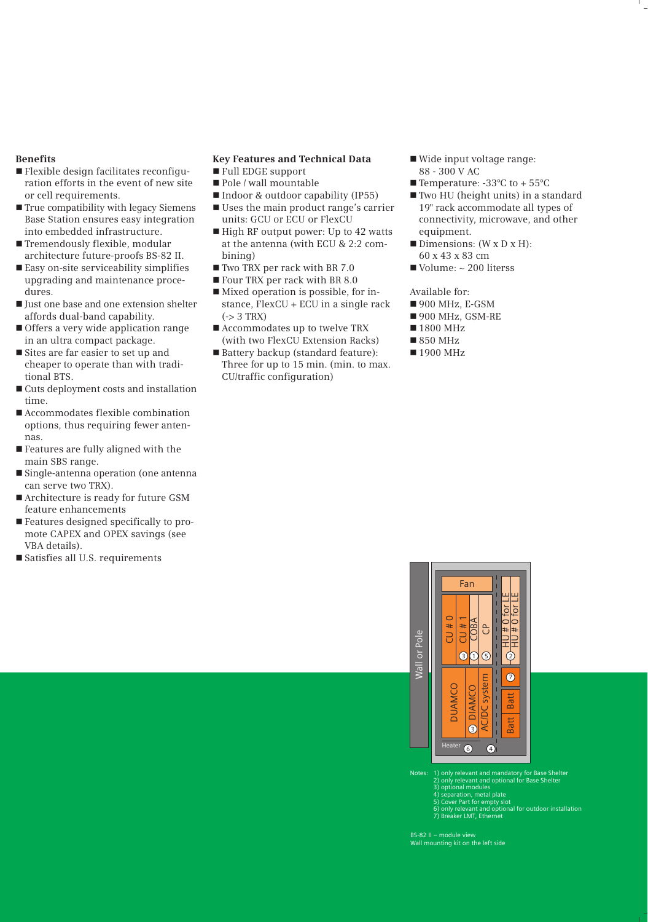**Benefits**

- Flexible design facilitates reconfiguration efforts in the event of new site or cell requirements.
- True compatibility with legacy Siemens Base Station ensures easy integration into embedded infrastructure.
- Tremendously flexible, modular architecture future-proofs BS-82 II.
- Easy on-site serviceability simplifies upgrading and maintenance procedures.
- Just one base and one extension shelter affords dual-band capability.
- Offers a very wide application range in an ultra compact package.
- Sites are far easier to set up and cheaper to operate than with traditional BTS.
- Cuts deployment costs and installation time.
- Accommodates flexible combination options, thus requiring fewer antennas.
- Features are fully aligned with the main SBS range.
- Single-antenna operation (one antenna can serve two TRX).
- Architecture is ready for future GSM feature enhancements
- Features designed specifically to promote CAPEX and OPEX savings (see VBA details).
- Satisfies all U.S. requirements

**Key Features and Technical Data**

- Full EDGE support
- Pole / wall mountable
- Indoor & outdoor capability (IP55)
- Uses the main product range's carrier units: GCU or ECU or FlexCU
- High RF output power: Up to 42 watts at the antenna (with ECU & 2:2 combining)
- Two TRX per rack with BR 7.0
- Four TRX per rack with BR 8.0
- Mixed operation is possible, for instance, FlexCU + ECU in a single rack (-> 3 TRX)
- Accommodates up to twelve TRX (with two FlexCU Extension Racks)
- Battery backup (standard feature): Three for up to 15 min. (min. to max. CU/traffic configuration)
- Wide input voltage range: 88 - 300 V AC
- Temperature: -33°C to + 55°C
- Two HU (height units) in a standard 19" rack accommodate all types of connectivity, microwave, and other equipment.
- Dimensions: (W x D x H): 60 x 43 x 83 cm
- Volume: ~ 200 literss

Available for:

- 900 MHz, E-GSM
- 900 MHz, GSM-RE
- 1800 MHz
- 850 MHz
- 1900 MHz

Wall or Pole | Fan | CU # 0 | CU # 1 | COBA | CP | HU # 0 for LE | HU # 0 for LE | DUAMCO | DIAMCO | AC/DC system | Batt | Batt | Heater

Notes:
1) only relevant and mandatory for Base Shelter
2) only relevant and optional for Base Shelter
3) optional modules
4) separation, metal plate
5) Cover Part for empty slot
6) only relevant and optional for outdoor installation
7) Breaker LMT, Ethernet

BS-82 II – module view
Wall mounting kit on the left side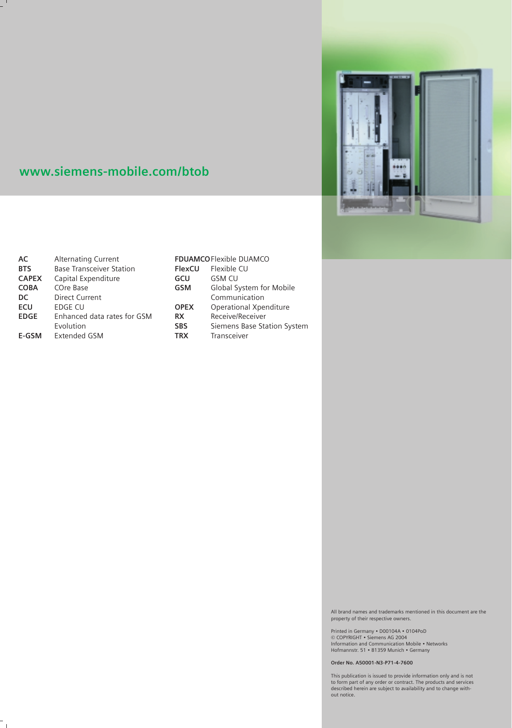www.siemens-mobile.com/btob

| | |
|---|---|
| **AC** | Alternating Current |
| **BTS** | Base Transceiver Station |
| **CAPEX** | Capital Expenditure |
| **COBA** | COre Base |
| **DC** | Direct Current |
| **ECU** | EDGE CU |
| **EDGE** | Enhanced data rates for GSM Evolution |
| **E-GSM** | Extended GSM |
| **FDUAMCO** | Flexible DUAMCO |
| **FlexCU** | Flexible CU |
| **GCU** | GSM CU |
| **GSM** | Global System for Mobile Communication |
| **OPEX** | Operational Xpenditure |
| **RX** | Receive/Receiver |
| **SBS** | Siemens Base Station System |
| **TRX** | Transceiver |

All brand names and trademarks mentioned in this document are the property of their respective owners.

Printed in Germany • D00104A • 0104PoD
© COPYRIGHT • Siemens AG 2004
Information and Communication Mobile • Networks
Hofmannstr. 51 • 81359 Munich • Germany

**Order No. A50001-N3-P71-4-7600**

This publication is issued to provide information only and is not to form part of any order or contract. The products and services described herein are subject to availability and to change without notice.